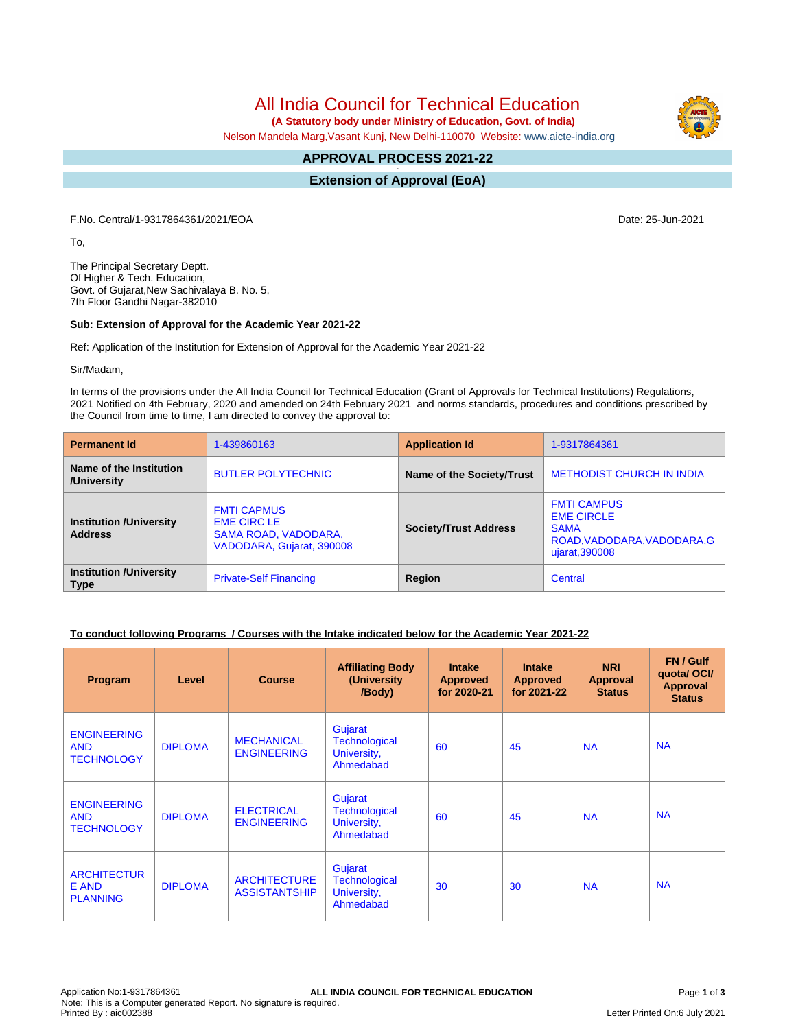# All India Council for Technical Education

**(A Statutory body under Ministry of Education, Govt. of India)**

Nelson Mandela Marg,Vasant Kunj, New Delhi-110070 Website: www.aicte-india.org

## APPROVAL PROCESS 2021-22

## Extension of Approval (EoA)

F.No. Central/1-9317864361/2021/EOA

Date: 25-Jun-2021

To,

The Principal Secretary Deptt.
Of Higher & Tech. Education,
Govt. of Gujarat,New Sachivalaya B. No. 5,
7th Floor Gandhi Nagar-382010

**Sub: Extension of Approval for the Academic Year 2021-22**

Ref: Application of the Institution for Extension of Approval for the Academic Year 2021-22

Sir/Madam,

In terms of the provisions under the All India Council for Technical Education (Grant of Approvals for Technical Institutions) Regulations, 2021 Notified on 4th February, 2020 and amended on 24th February 2021 and norms standards, procedures and conditions prescribed by the Council from time to time, I am directed to convey the approval to:

| **Permanent Id** | 1-439860163 | **Application Id** | 1-9317864361 |
|---|---|---|---|
| **Name of the Institution /University** | BUTLER POLYTECHNIC | **Name of the Society/Trust** | METHODIST CHURCH IN INDIA |
| **Institution /University Address** | FMTI CAPMUS EME CIRC LE SAMA ROAD, VADODARA, VADODARA, Gujarat, 390008 | **Society/Trust Address** | FMTI CAMPUS EME CIRCLE SAMA ROAD,VADODARA,VADODARA,Gujarat,390008 |
| **Institution /University Type** | Private-Self Financing | **Region** | Central |

**To conduct following Programs / Courses with the Intake indicated below for the Academic Year 2021-22**

| Program | Level | Course | Affiliating Body (University /Body) | Intake Approved for 2020-21 | Intake Approved for 2021-22 | NRI Approval Status | FN / Gulf quota/ OCI/ Approval Status |
|---|---|---|---|---|---|---|---|
| ENGINEERING AND TECHNOLOGY | DIPLOMA | MECHANICAL ENGINEERING | Gujarat Technological University, Ahmedabad | 60 | 45 | NA | NA |
| ENGINEERING AND TECHNOLOGY | DIPLOMA | ELECTRICAL ENGINEERING | Gujarat Technological University, Ahmedabad | 60 | 45 | NA | NA |
| ARCHITECTURE AND PLANNING | DIPLOMA | ARCHITECTURE ASSISTANTSHIP | Gujarat Technological University, Ahmedabad | 30 | 30 | NA | NA |

Application No:1-9317864361
Note: This is a Computer generated Report. No signature is required.
Printed By : aic002388

Letter Printed On:6 July 2021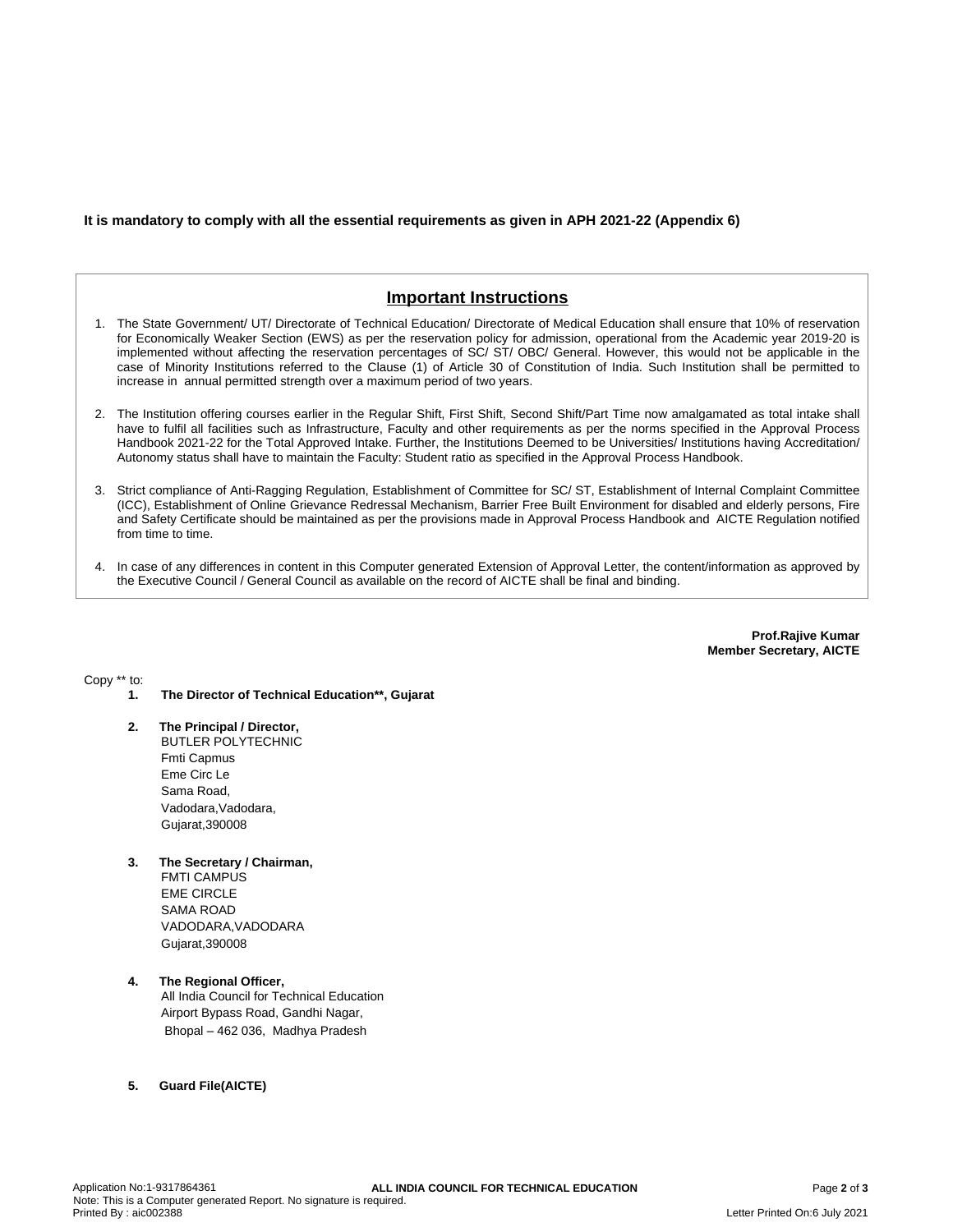**It is mandatory to comply with all the essential requirements as given in APH 2021-22 (Appendix 6)**

## Important Instructions

1. The State Government/ UT/ Directorate of Technical Education/ Directorate of Medical Education shall ensure that 10% of reservation for Economically Weaker Section (EWS) as per the reservation policy for admission, operational from the Academic year 2019-20 is implemented without affecting the reservation percentages of SC/ ST/ OBC/ General. However, this would not be applicable in the case of Minority Institutions referred to the Clause (1) of Article 30 of Constitution of India. Such Institution shall be permitted to increase in annual permitted strength over a maximum period of two years.

2. The Institution offering courses earlier in the Regular Shift, First Shift, Second Shift/Part Time now amalgamated as total intake shall have to fulfil all facilities such as Infrastructure, Faculty and other requirements as per the norms specified in the Approval Process Handbook 2021-22 for the Total Approved Intake. Further, the Institutions Deemed to be Universities/ Institutions having Accreditation/ Autonomy status shall have to maintain the Faculty: Student ratio as specified in the Approval Process Handbook.

3. Strict compliance of Anti-Ragging Regulation, Establishment of Committee for SC/ ST, Establishment of Internal Complaint Committee (ICC), Establishment of Online Grievance Redressal Mechanism, Barrier Free Built Environment for disabled and elderly persons, Fire and Safety Certificate should be maintained as per the provisions made in Approval Process Handbook and AICTE Regulation notified from time to time.

4. In case of any differences in content in this Computer generated Extension of Approval Letter, the content/information as approved by the Executive Council / General Council as available on the record of AICTE shall be final and binding.

**Prof.Rajive Kumar**
**Member Secretary, AICTE**

Copy ** to:

1. **The Director of Technical Education**, Gujarat**

2. **The Principal / Director,**
   BUTLER POLYTECHNIC
   Fmti Capmus
   Eme Circ Le
   Sama Road,
   Vadodara,Vadodara,
   Gujarat,390008

3. **The Secretary / Chairman,**
   FMTI CAMPUS
   EME CIRCLE
   SAMA ROAD
   VADODARA,VADODARA
   Gujarat,390008

4. **The Regional Officer,**
   All India Council for Technical Education
   Airport Bypass Road, Gandhi Nagar,
   Bhopal – 462 036, Madhya Pradesh

5. **Guard File(AICTE)**

Application No:1-9317864361
Note: This is a Computer generated Report. No signature is required.
Printed By : aic002388
Letter Printed On:6 July 2021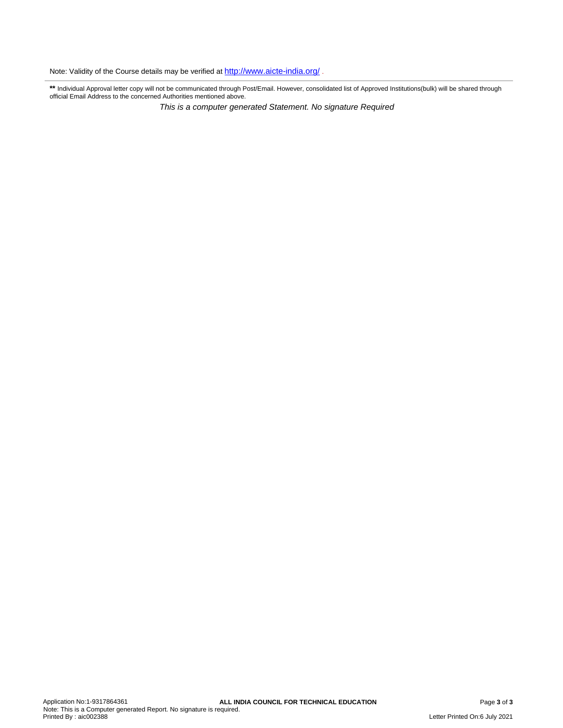Note: Validity of the Course details may be verified at [http://www.aicte-india.org/](http://www.aicte-india.org/) .

---

**\*\*** Individual Approval letter copy will not be communicated through Post/Email. However, consolidated list of Approved Institutions(bulk) will be shared through official Email Address to the concerned Authorities mentioned above.

*This is a computer generated Statement. No signature Required*